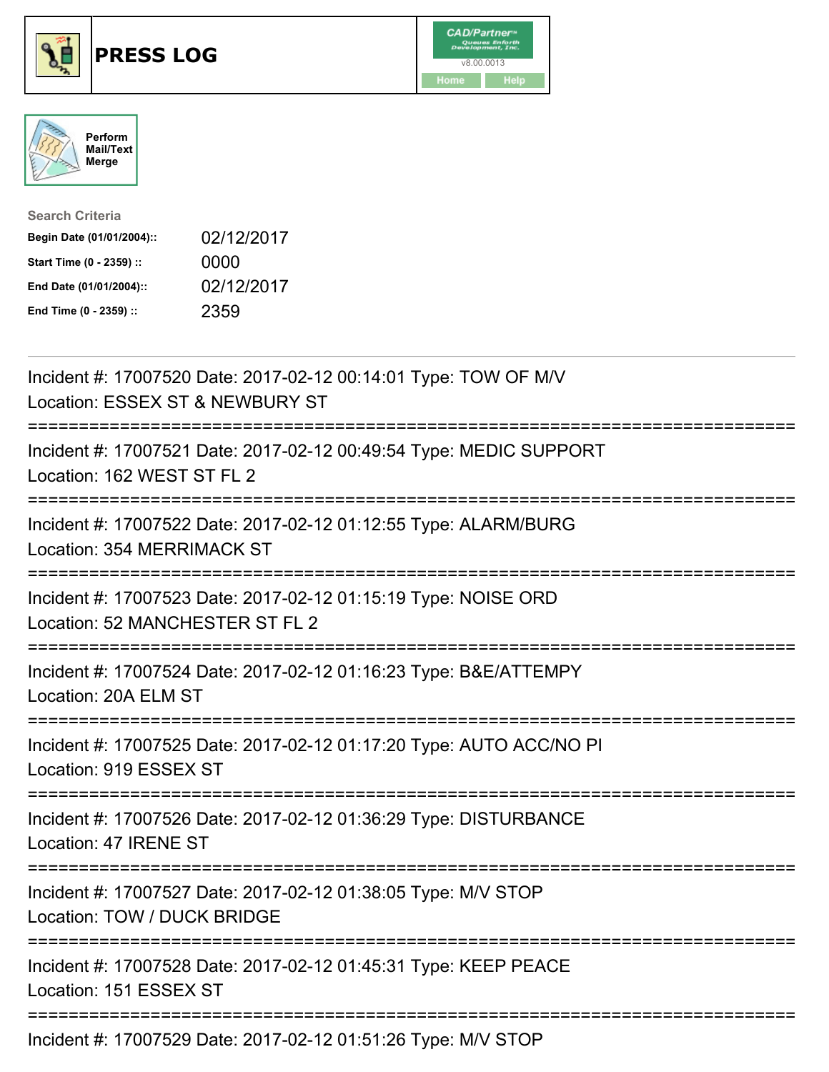# PRESS LOG

CAD/Partner
v8.00.0013
Home Help

Perform Mail/Text Merge

**Search Criteria**

| | |
|---|---|
| **Begin Date (01/01/2004)::** | 02/12/2017 |
| **Start Time (0 - 2359) ::** | 0000 |
| **End Date (01/01/2004)::** | 02/12/2017 |
| **End Time (0 - 2359) ::** | 2359 |

---

Incident #: 17007520 Date: 2017-02-12 00:14:01 Type: TOW OF M/V
Location: ESSEX ST & NEWBURY ST

===========================================================================

Incident #: 17007521 Date: 2017-02-12 00:49:54 Type: MEDIC SUPPORT
Location: 162 WEST ST FL 2

===========================================================================

Incident #: 17007522 Date: 2017-02-12 01:12:55 Type: ALARM/BURG
Location: 354 MERRIMACK ST

===========================================================================

Incident #: 17007523 Date: 2017-02-12 01:15:19 Type: NOISE ORD
Location: 52 MANCHESTER ST FL 2

===========================================================================

Incident #: 17007524 Date: 2017-02-12 01:16:23 Type: B&E/ATTEMPY
Location: 20A ELM ST

===========================================================================

Incident #: 17007525 Date: 2017-02-12 01:17:20 Type: AUTO ACC/NO PI
Location: 919 ESSEX ST

===========================================================================

Incident #: 17007526 Date: 2017-02-12 01:36:29 Type: DISTURBANCE
Location: 47 IRENE ST

===========================================================================

Incident #: 17007527 Date: 2017-02-12 01:38:05 Type: M/V STOP
Location: TOW / DUCK BRIDGE

===========================================================================

Incident #: 17007528 Date: 2017-02-12 01:45:31 Type: KEEP PEACE
Location: 151 ESSEX ST

===========================================================================

Incident #: 17007529 Date: 2017-02-12 01:51:26 Type: M/V STOP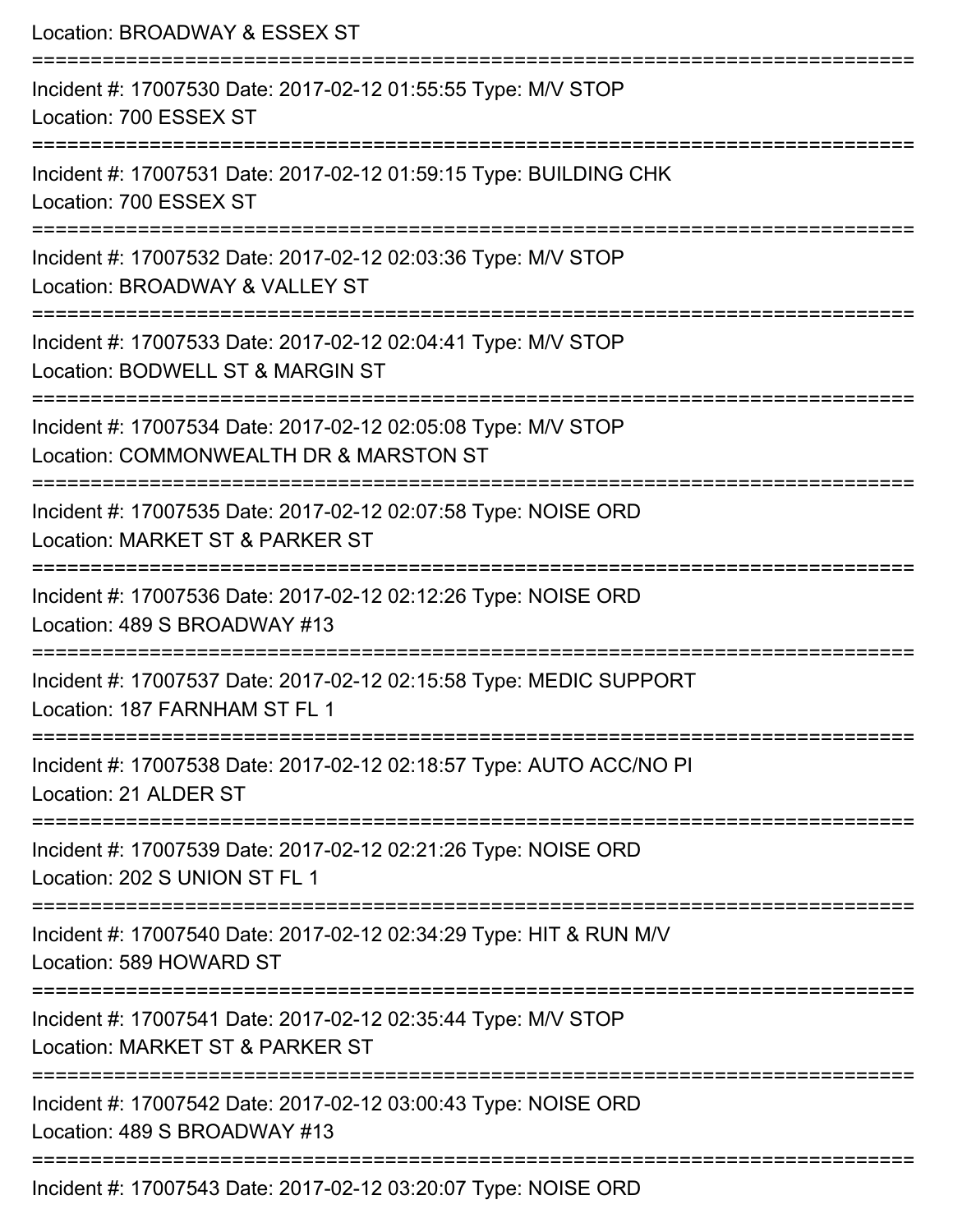Location: BROADWAY & ESSEX ST

===========================================================================

Incident #: 17007530 Date: 2017-02-12 01:55:55 Type: M/V STOP

Location: 700 ESSEX ST

===========================================================================

Incident #: 17007531 Date: 2017-02-12 01:59:15 Type: BUILDING CHK

Location: 700 ESSEX ST

===========================================================================

Incident #: 17007532 Date: 2017-02-12 02:03:36 Type: M/V STOP

Location: BROADWAY & VALLEY ST

===========================================================================

Incident #: 17007533 Date: 2017-02-12 02:04:41 Type: M/V STOP

Location: BODWELL ST & MARGIN ST

===========================================================================

Incident #: 17007534 Date: 2017-02-12 02:05:08 Type: M/V STOP

Location: COMMONWEALTH DR & MARSTON ST

===========================================================================

Incident #: 17007535 Date: 2017-02-12 02:07:58 Type: NOISE ORD

Location: MARKET ST & PARKER ST

===========================================================================

Incident #: 17007536 Date: 2017-02-12 02:12:26 Type: NOISE ORD

Location: 489 S BROADWAY #13

===========================================================================

Incident #: 17007537 Date: 2017-02-12 02:15:58 Type: MEDIC SUPPORT

Location: 187 FARNHAM ST FL 1

===========================================================================

Incident #: 17007538 Date: 2017-02-12 02:18:57 Type: AUTO ACC/NO PI

Location: 21 ALDER ST

===========================================================================

Incident #: 17007539 Date: 2017-02-12 02:21:26 Type: NOISE ORD

Location: 202 S UNION ST FL 1

===========================================================================

Incident #: 17007540 Date: 2017-02-12 02:34:29 Type: HIT & RUN M/V

Location: 589 HOWARD ST

===========================================================================

Incident #: 17007541 Date: 2017-02-12 02:35:44 Type: M/V STOP

Location: MARKET ST & PARKER ST

===========================================================================

Incident #: 17007542 Date: 2017-02-12 03:00:43 Type: NOISE ORD

Location: 489 S BROADWAY #13

===========================================================================

Incident #: 17007543 Date: 2017-02-12 03:20:07 Type: NOISE ORD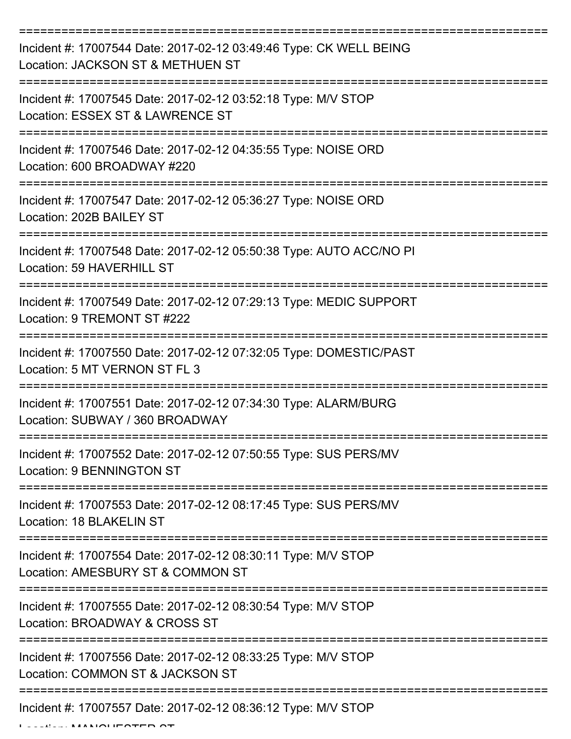===========================================================================

Incident #: 17007544 Date: 2017-02-12 03:49:46 Type: CK WELL BEING
Location: JACKSON ST & METHUEN ST

===========================================================================

Incident #: 17007545 Date: 2017-02-12 03:52:18 Type: M/V STOP
Location: ESSEX ST & LAWRENCE ST

===========================================================================

Incident #: 17007546 Date: 2017-02-12 04:35:55 Type: NOISE ORD
Location: 600 BROADWAY #220

===========================================================================

Incident #: 17007547 Date: 2017-02-12 05:36:27 Type: NOISE ORD
Location: 202B BAILEY ST

===========================================================================

Incident #: 17007548 Date: 2017-02-12 05:50:38 Type: AUTO ACC/NO PI
Location: 59 HAVERHILL ST

===========================================================================

Incident #: 17007549 Date: 2017-02-12 07:29:13 Type: MEDIC SUPPORT
Location: 9 TREMONT ST #222

===========================================================================

Incident #: 17007550 Date: 2017-02-12 07:32:05 Type: DOMESTIC/PAST
Location: 5 MT VERNON ST FL 3

===========================================================================

Incident #: 17007551 Date: 2017-02-12 07:34:30 Type: ALARM/BURG
Location: SUBWAY / 360 BROADWAY

===========================================================================

Incident #: 17007552 Date: 2017-02-12 07:50:55 Type: SUS PERS/MV
Location: 9 BENNINGTON ST

===========================================================================

Incident #: 17007553 Date: 2017-02-12 08:17:45 Type: SUS PERS/MV
Location: 18 BLAKELIN ST

===========================================================================

Incident #: 17007554 Date: 2017-02-12 08:30:11 Type: M/V STOP
Location: AMESBURY ST & COMMON ST

===========================================================================

Incident #: 17007555 Date: 2017-02-12 08:30:54 Type: M/V STOP
Location: BROADWAY & CROSS ST

===========================================================================

Incident #: 17007556 Date: 2017-02-12 08:33:25 Type: M/V STOP
Location: COMMON ST & JACKSON ST

===========================================================================

Incident #: 17007557 Date: 2017-02-12 08:36:12 Type: M/V STOP
Location: MANCHESTER ST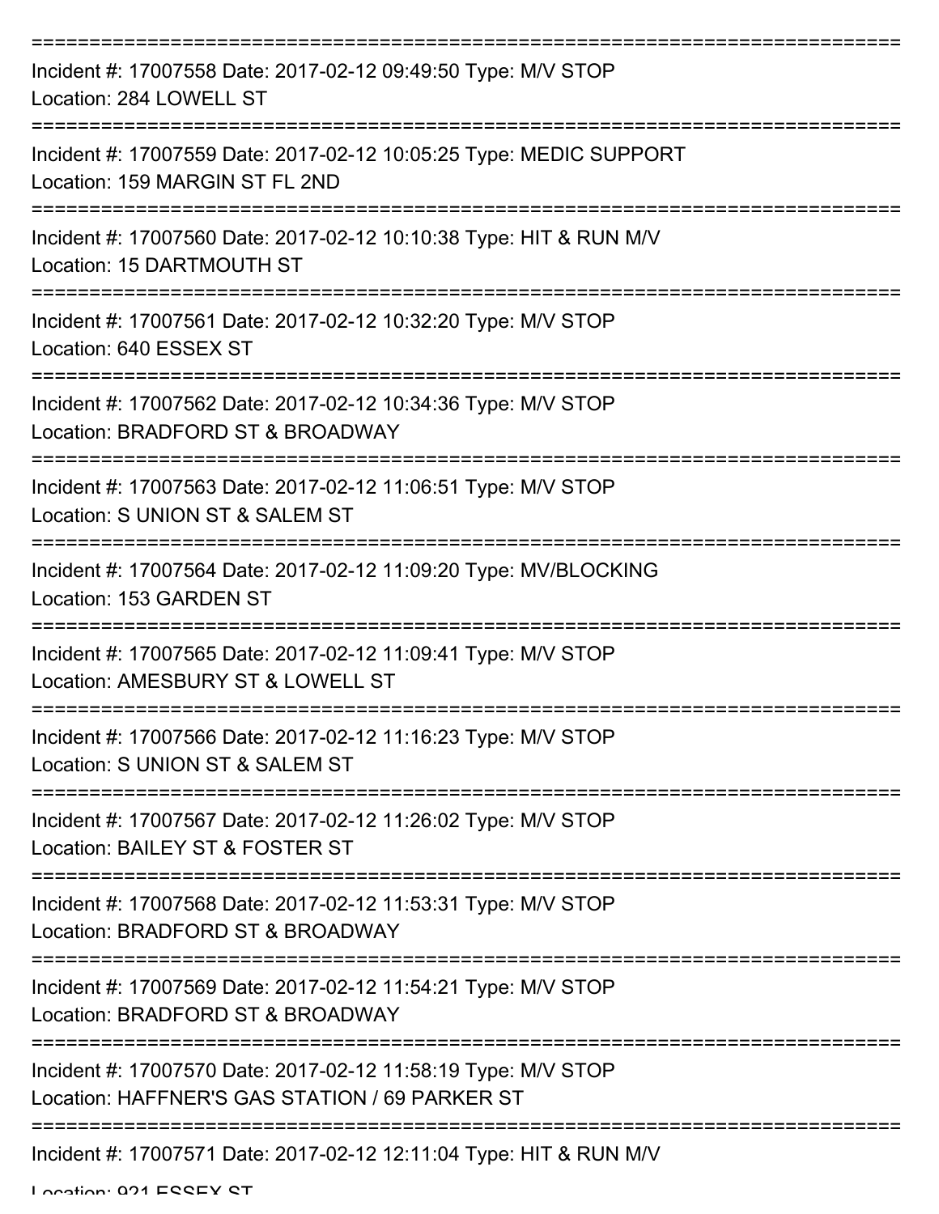===========================================================================

Incident #: 17007558 Date: 2017-02-12 09:49:50 Type: M/V STOP

Location: 284 LOWELL ST

===========================================================================

Incident #: 17007559 Date: 2017-02-12 10:05:25 Type: MEDIC SUPPORT

Location: 159 MARGIN ST FL 2ND

===========================================================================

Incident #: 17007560 Date: 2017-02-12 10:10:38 Type: HIT & RUN M/V

Location: 15 DARTMOUTH ST

===========================================================================

Incident #: 17007561 Date: 2017-02-12 10:32:20 Type: M/V STOP

Location: 640 ESSEX ST

===========================================================================

Incident #: 17007562 Date: 2017-02-12 10:34:36 Type: M/V STOP

Location: BRADFORD ST & BROADWAY

===========================================================================

Incident #: 17007563 Date: 2017-02-12 11:06:51 Type: M/V STOP

Location: S UNION ST & SALEM ST

===========================================================================

Incident #: 17007564 Date: 2017-02-12 11:09:20 Type: MV/BLOCKING

Location: 153 GARDEN ST

===========================================================================

Incident #: 17007565 Date: 2017-02-12 11:09:41 Type: M/V STOP

Location: AMESBURY ST & LOWELL ST

===========================================================================

Incident #: 17007566 Date: 2017-02-12 11:16:23 Type: M/V STOP

Location: S UNION ST & SALEM ST

===========================================================================

Incident #: 17007567 Date: 2017-02-12 11:26:02 Type: M/V STOP

Location: BAILEY ST & FOSTER ST

===========================================================================

Incident #: 17007568 Date: 2017-02-12 11:53:31 Type: M/V STOP

Location: BRADFORD ST & BROADWAY

===========================================================================

Incident #: 17007569 Date: 2017-02-12 11:54:21 Type: M/V STOP

Location: BRADFORD ST & BROADWAY

===========================================================================

Incident #: 17007570 Date: 2017-02-12 11:58:19 Type: M/V STOP

Location: HAFFNER'S GAS STATION / 69 PARKER ST

===========================================================================

Incident #: 17007571 Date: 2017-02-12 12:11:04 Type: HIT & RUN M/V

Location: 921 ESSEX ST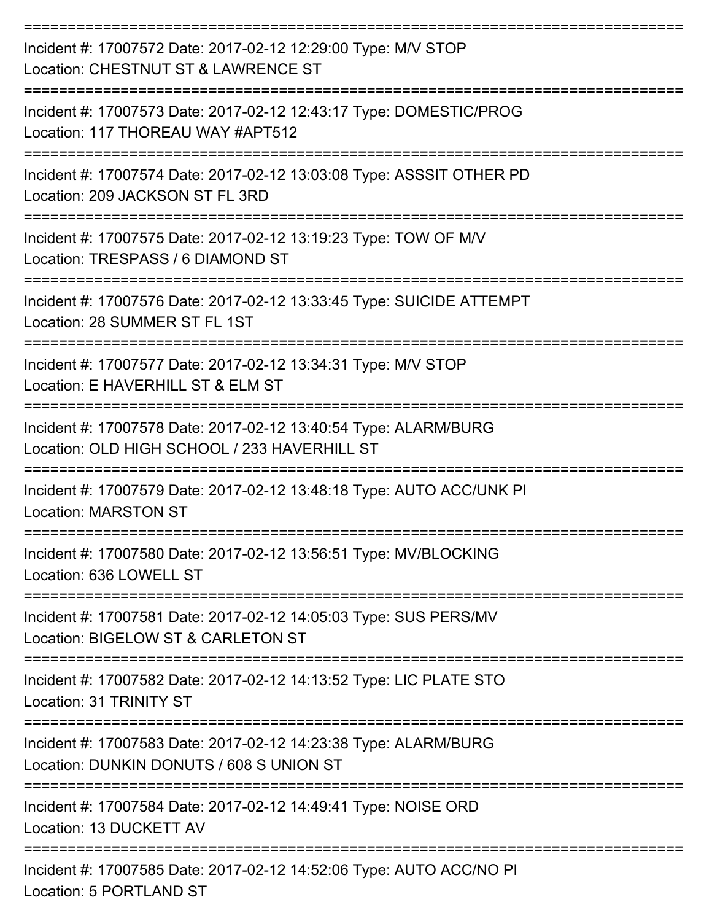===========================================================================

Incident #: 17007572 Date: 2017-02-12 12:29:00 Type: M/V STOP
Location: CHESTNUT ST & LAWRENCE ST

===========================================================================

Incident #: 17007573 Date: 2017-02-12 12:43:17 Type: DOMESTIC/PROG
Location: 117 THOREAU WAY #APT512

===========================================================================

Incident #: 17007574 Date: 2017-02-12 13:03:08 Type: ASSSIT OTHER PD
Location: 209 JACKSON ST FL 3RD

===========================================================================

Incident #: 17007575 Date: 2017-02-12 13:19:23 Type: TOW OF M/V
Location: TRESPASS / 6 DIAMOND ST

===========================================================================

Incident #: 17007576 Date: 2017-02-12 13:33:45 Type: SUICIDE ATTEMPT
Location: 28 SUMMER ST FL 1ST

===========================================================================

Incident #: 17007577 Date: 2017-02-12 13:34:31 Type: M/V STOP
Location: E HAVERHILL ST & ELM ST

===========================================================================

Incident #: 17007578 Date: 2017-02-12 13:40:54 Type: ALARM/BURG
Location: OLD HIGH SCHOOL / 233 HAVERHILL ST

===========================================================================

Incident #: 17007579 Date: 2017-02-12 13:48:18 Type: AUTO ACC/UNK PI
Location: MARSTON ST

===========================================================================

Incident #: 17007580 Date: 2017-02-12 13:56:51 Type: MV/BLOCKING
Location: 636 LOWELL ST

===========================================================================

Incident #: 17007581 Date: 2017-02-12 14:05:03 Type: SUS PERS/MV
Location: BIGELOW ST & CARLETON ST

===========================================================================

Incident #: 17007582 Date: 2017-02-12 14:13:52 Type: LIC PLATE STO
Location: 31 TRINITY ST

===========================================================================

Incident #: 17007583 Date: 2017-02-12 14:23:38 Type: ALARM/BURG
Location: DUNKIN DONUTS / 608 S UNION ST

===========================================================================

Incident #: 17007584 Date: 2017-02-12 14:49:41 Type: NOISE ORD
Location: 13 DUCKETT AV

===========================================================================

Incident #: 17007585 Date: 2017-02-12 14:52:06 Type: AUTO ACC/NO PI
Location: 5 PORTLAND ST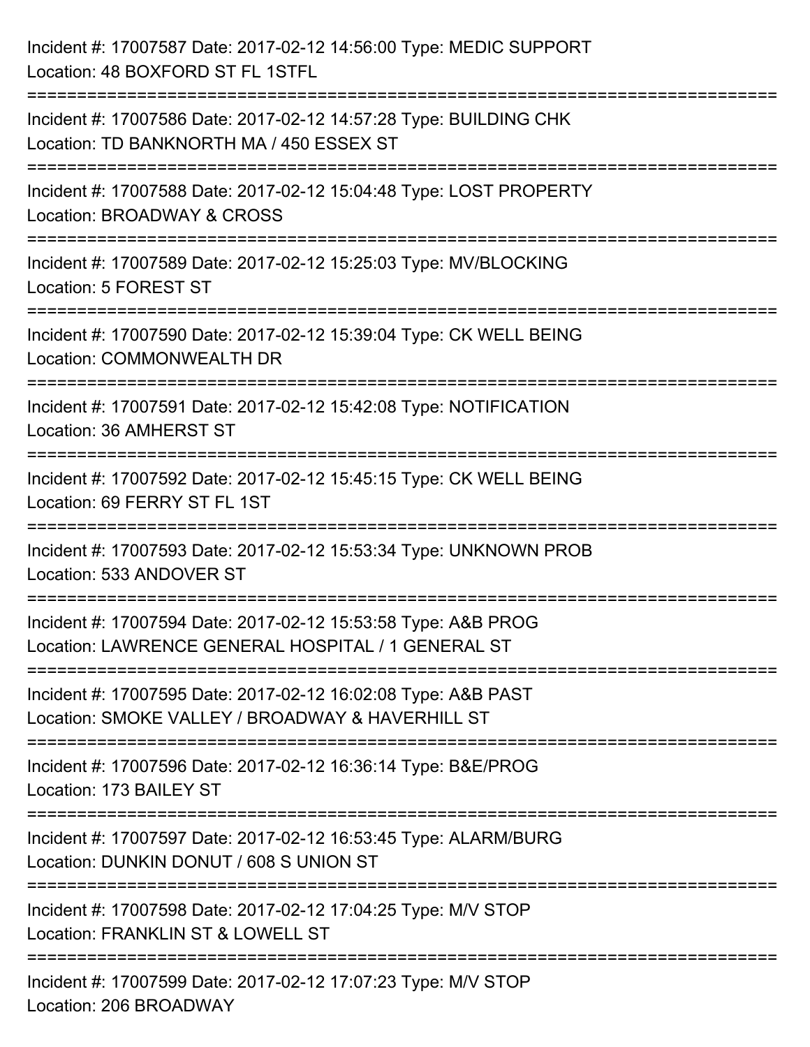Incident #: 17007587 Date: 2017-02-12 14:56:00 Type: MEDIC SUPPORT
Location: 48 BOXFORD ST FL 1STFL

===========================================================================

Incident #: 17007586 Date: 2017-02-12 14:57:28 Type: BUILDING CHK
Location: TD BANKNORTH MA / 450 ESSEX ST

===========================================================================

Incident #: 17007588 Date: 2017-02-12 15:04:48 Type: LOST PROPERTY
Location: BROADWAY & CROSS

===========================================================================

Incident #: 17007589 Date: 2017-02-12 15:25:03 Type: MV/BLOCKING
Location: 5 FOREST ST

===========================================================================

Incident #: 17007590 Date: 2017-02-12 15:39:04 Type: CK WELL BEING
Location: COMMONWEALTH DR

===========================================================================

Incident #: 17007591 Date: 2017-02-12 15:42:08 Type: NOTIFICATION
Location: 36 AMHERST ST

===========================================================================

Incident #: 17007592 Date: 2017-02-12 15:45:15 Type: CK WELL BEING
Location: 69 FERRY ST FL 1ST

===========================================================================

Incident #: 17007593 Date: 2017-02-12 15:53:34 Type: UNKNOWN PROB
Location: 533 ANDOVER ST

===========================================================================

Incident #: 17007594 Date: 2017-02-12 15:53:58 Type: A&B PROG
Location: LAWRENCE GENERAL HOSPITAL / 1 GENERAL ST

===========================================================================

Incident #: 17007595 Date: 2017-02-12 16:02:08 Type: A&B PAST
Location: SMOKE VALLEY / BROADWAY & HAVERHILL ST

===========================================================================

Incident #: 17007596 Date: 2017-02-12 16:36:14 Type: B&E/PROG
Location: 173 BAILEY ST

===========================================================================

Incident #: 17007597 Date: 2017-02-12 16:53:45 Type: ALARM/BURG
Location: DUNKIN DONUT / 608 S UNION ST

===========================================================================

Incident #: 17007598 Date: 2017-02-12 17:04:25 Type: M/V STOP
Location: FRANKLIN ST & LOWELL ST

===========================================================================

Incident #: 17007599 Date: 2017-02-12 17:07:23 Type: M/V STOP
Location: 206 BROADWAY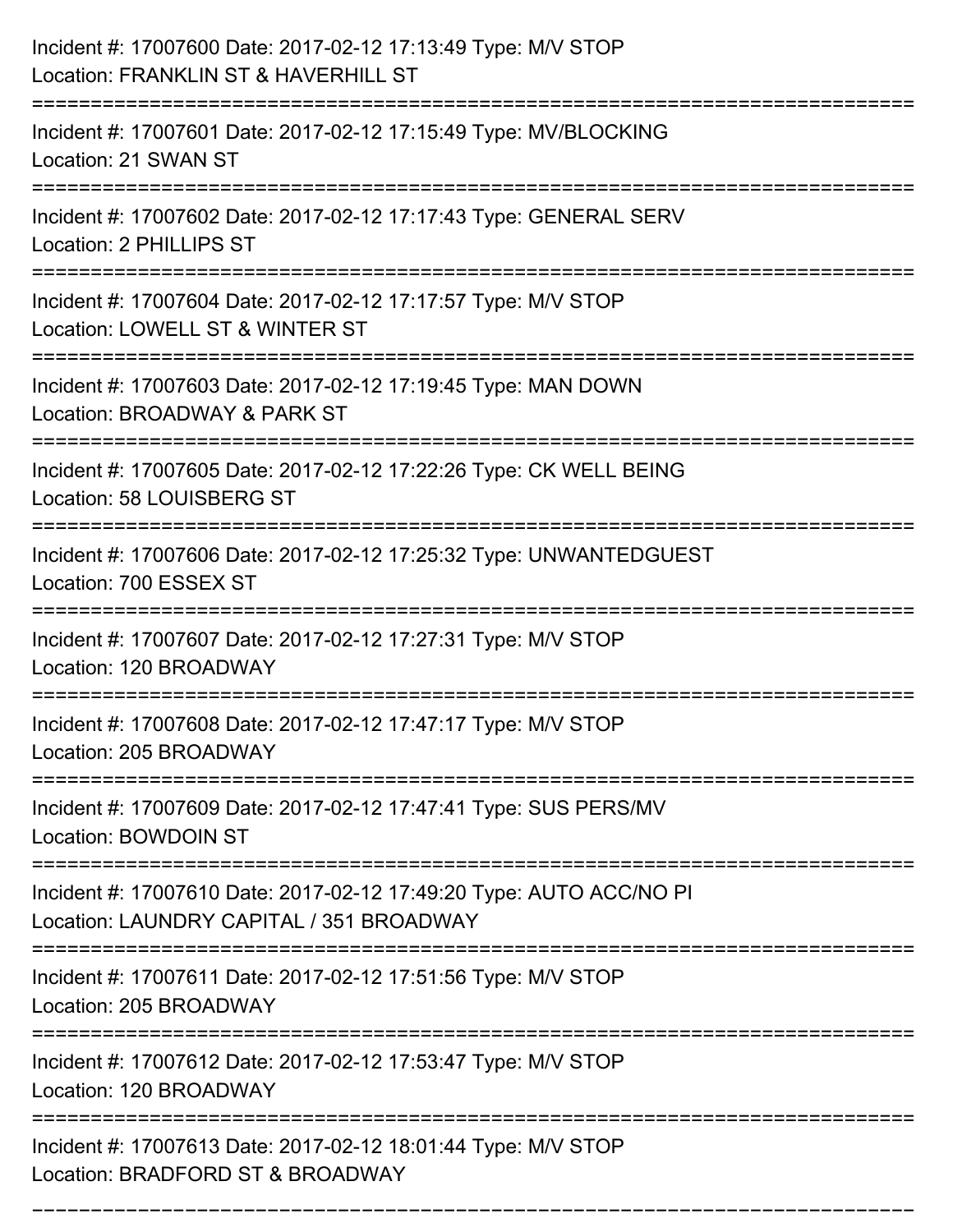Incident #: 17007600 Date: 2017-02-12 17:13:49 Type: M/V STOP
Location: FRANKLIN ST & HAVERHILL ST

===========================================================================

Incident #: 17007601 Date: 2017-02-12 17:15:49 Type: MV/BLOCKING
Location: 21 SWAN ST

===========================================================================

Incident #: 17007602 Date: 2017-02-12 17:17:43 Type: GENERAL SERV
Location: 2 PHILLIPS ST

===========================================================================

Incident #: 17007604 Date: 2017-02-12 17:17:57 Type: M/V STOP
Location: LOWELL ST & WINTER ST

===========================================================================

Incident #: 17007603 Date: 2017-02-12 17:19:45 Type: MAN DOWN
Location: BROADWAY & PARK ST

===========================================================================

Incident #: 17007605 Date: 2017-02-12 17:22:26 Type: CK WELL BEING
Location: 58 LOUISBERG ST

===========================================================================

Incident #: 17007606 Date: 2017-02-12 17:25:32 Type: UNWANTEDGUEST
Location: 700 ESSEX ST

===========================================================================

Incident #: 17007607 Date: 2017-02-12 17:27:31 Type: M/V STOP
Location: 120 BROADWAY

===========================================================================

Incident #: 17007608 Date: 2017-02-12 17:47:17 Type: M/V STOP
Location: 205 BROADWAY

===========================================================================

Incident #: 17007609 Date: 2017-02-12 17:47:41 Type: SUS PERS/MV
Location: BOWDOIN ST

===========================================================================

Incident #: 17007610 Date: 2017-02-12 17:49:20 Type: AUTO ACC/NO PI
Location: LAUNDRY CAPITAL / 351 BROADWAY

===========================================================================

Incident #: 17007611 Date: 2017-02-12 17:51:56 Type: M/V STOP
Location: 205 BROADWAY

===========================================================================

Incident #: 17007612 Date: 2017-02-12 17:53:47 Type: M/V STOP
Location: 120 BROADWAY

===========================================================================

Incident #: 17007613 Date: 2017-02-12 18:01:44 Type: M/V STOP
Location: BRADFORD ST & BROADWAY

===========================================================================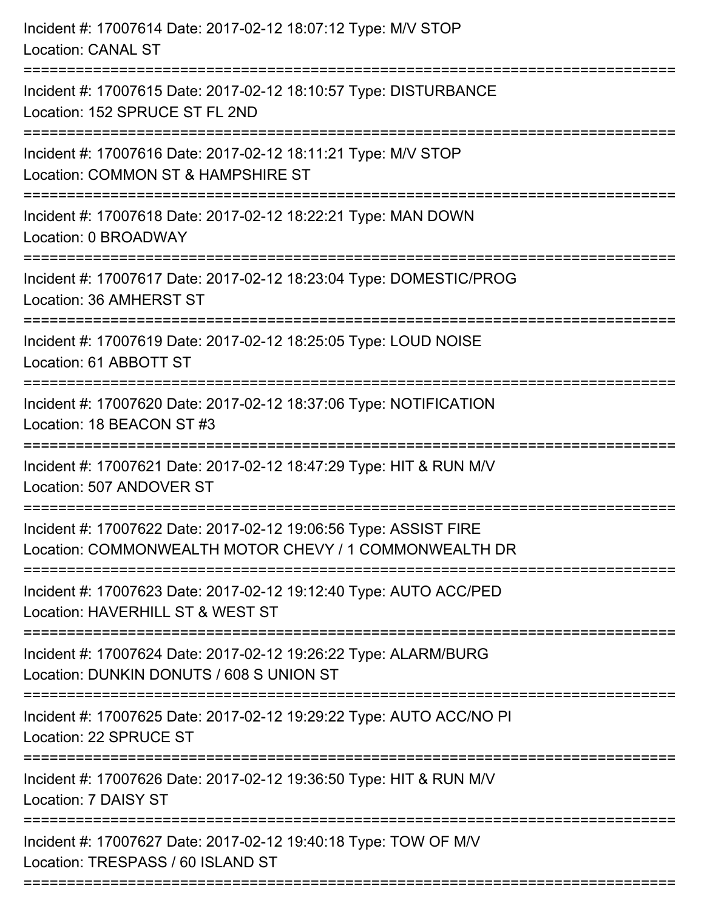Incident #: 17007614 Date: 2017-02-12 18:07:12 Type: M/V STOP
Location: CANAL ST

===========================================================================

Incident #: 17007615 Date: 2017-02-12 18:10:57 Type: DISTURBANCE
Location: 152 SPRUCE ST FL 2ND

===========================================================================

Incident #: 17007616 Date: 2017-02-12 18:11:21 Type: M/V STOP
Location: COMMON ST & HAMPSHIRE ST

===========================================================================

Incident #: 17007618 Date: 2017-02-12 18:22:21 Type: MAN DOWN
Location: 0 BROADWAY

===========================================================================

Incident #: 17007617 Date: 2017-02-12 18:23:04 Type: DOMESTIC/PROG
Location: 36 AMHERST ST

===========================================================================

Incident #: 17007619 Date: 2017-02-12 18:25:05 Type: LOUD NOISE
Location: 61 ABBOTT ST

===========================================================================

Incident #: 17007620 Date: 2017-02-12 18:37:06 Type: NOTIFICATION
Location: 18 BEACON ST #3

===========================================================================

Incident #: 17007621 Date: 2017-02-12 18:47:29 Type: HIT & RUN M/V
Location: 507 ANDOVER ST

===========================================================================

Incident #: 17007622 Date: 2017-02-12 19:06:56 Type: ASSIST FIRE
Location: COMMONWEALTH MOTOR CHEVY / 1 COMMONWEALTH DR

===========================================================================

Incident #: 17007623 Date: 2017-02-12 19:12:40 Type: AUTO ACC/PED
Location: HAVERHILL ST & WEST ST

===========================================================================

Incident #: 17007624 Date: 2017-02-12 19:26:22 Type: ALARM/BURG
Location: DUNKIN DONUTS / 608 S UNION ST

===========================================================================

Incident #: 17007625 Date: 2017-02-12 19:29:22 Type: AUTO ACC/NO PI
Location: 22 SPRUCE ST

===========================================================================

Incident #: 17007626 Date: 2017-02-12 19:36:50 Type: HIT & RUN M/V
Location: 7 DAISY ST

===========================================================================

Incident #: 17007627 Date: 2017-02-12 19:40:18 Type: TOW OF M/V
Location: TRESPASS / 60 ISLAND ST

===========================================================================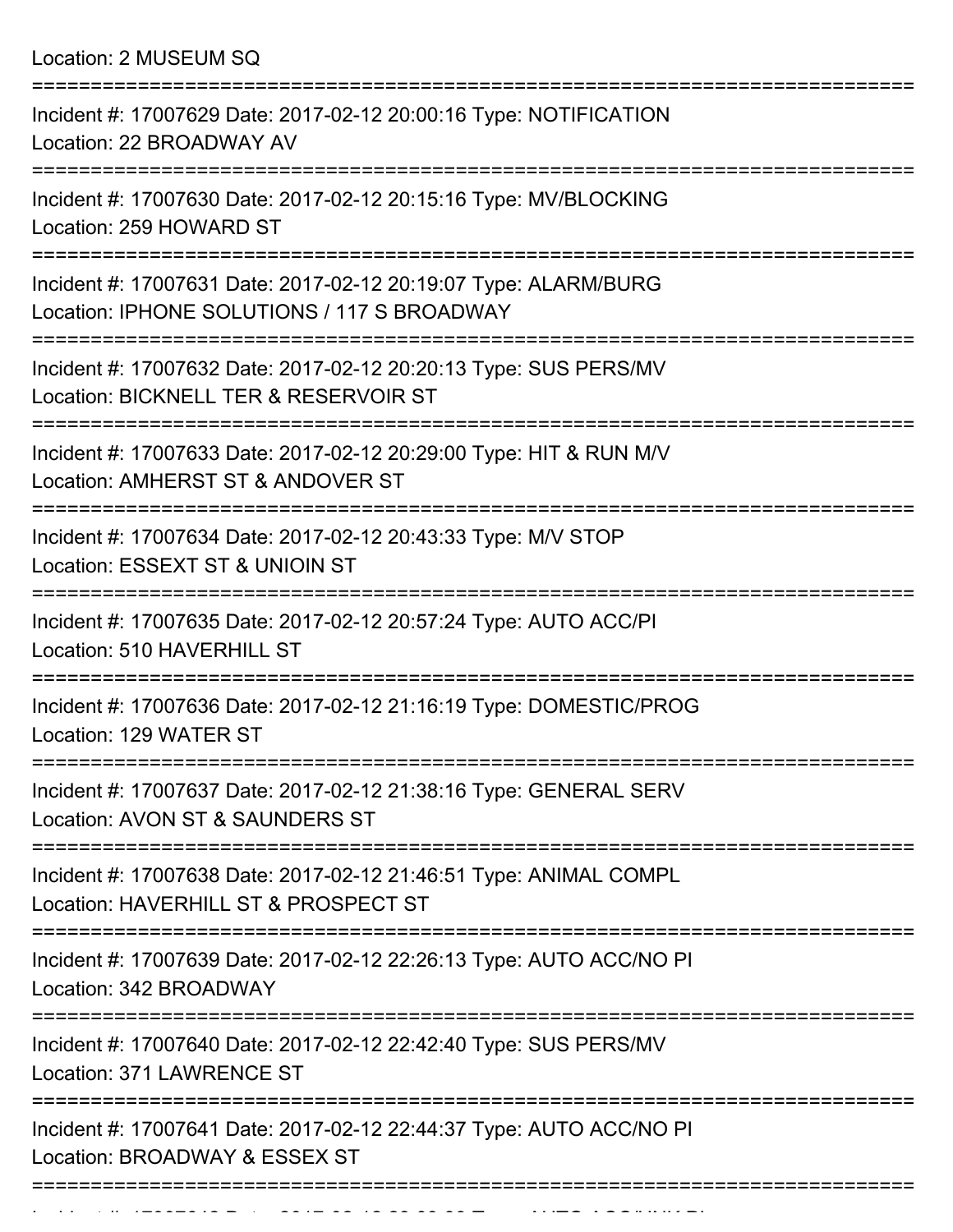Location: 2 MUSEUM SQ

===========================================================================

Incident #: 17007629 Date: 2017-02-12 20:00:16 Type: NOTIFICATION
Location: 22 BROADWAY AV

===========================================================================

Incident #: 17007630 Date: 2017-02-12 20:15:16 Type: MV/BLOCKING
Location: 259 HOWARD ST

===========================================================================

Incident #: 17007631 Date: 2017-02-12 20:19:07 Type: ALARM/BURG
Location: IPHONE SOLUTIONS / 117 S BROADWAY

===========================================================================

Incident #: 17007632 Date: 2017-02-12 20:20:13 Type: SUS PERS/MV
Location: BICKNELL TER & RESERVOIR ST

===========================================================================

Incident #: 17007633 Date: 2017-02-12 20:29:00 Type: HIT & RUN M/V
Location: AMHERST ST & ANDOVER ST

===========================================================================

Incident #: 17007634 Date: 2017-02-12 20:43:33 Type: M/V STOP
Location: ESSEXT ST & UNIOIN ST

===========================================================================

Incident #: 17007635 Date: 2017-02-12 20:57:24 Type: AUTO ACC/PI
Location: 510 HAVERHILL ST

===========================================================================

Incident #: 17007636 Date: 2017-02-12 21:16:19 Type: DOMESTIC/PROG
Location: 129 WATER ST

===========================================================================

Incident #: 17007637 Date: 2017-02-12 21:38:16 Type: GENERAL SERV
Location: AVON ST & SAUNDERS ST

===========================================================================

Incident #: 17007638 Date: 2017-02-12 21:46:51 Type: ANIMAL COMPL
Location: HAVERHILL ST & PROSPECT ST

===========================================================================

Incident #: 17007639 Date: 2017-02-12 22:26:13 Type: AUTO ACC/NO PI
Location: 342 BROADWAY

===========================================================================

Incident #: 17007640 Date: 2017-02-12 22:42:40 Type: SUS PERS/MV
Location: 371 LAWRENCE ST

===========================================================================

Incident #: 17007641 Date: 2017-02-12 22:44:37 Type: AUTO ACC/NO PI
Location: BROADWAY & ESSEX ST

===========================================================================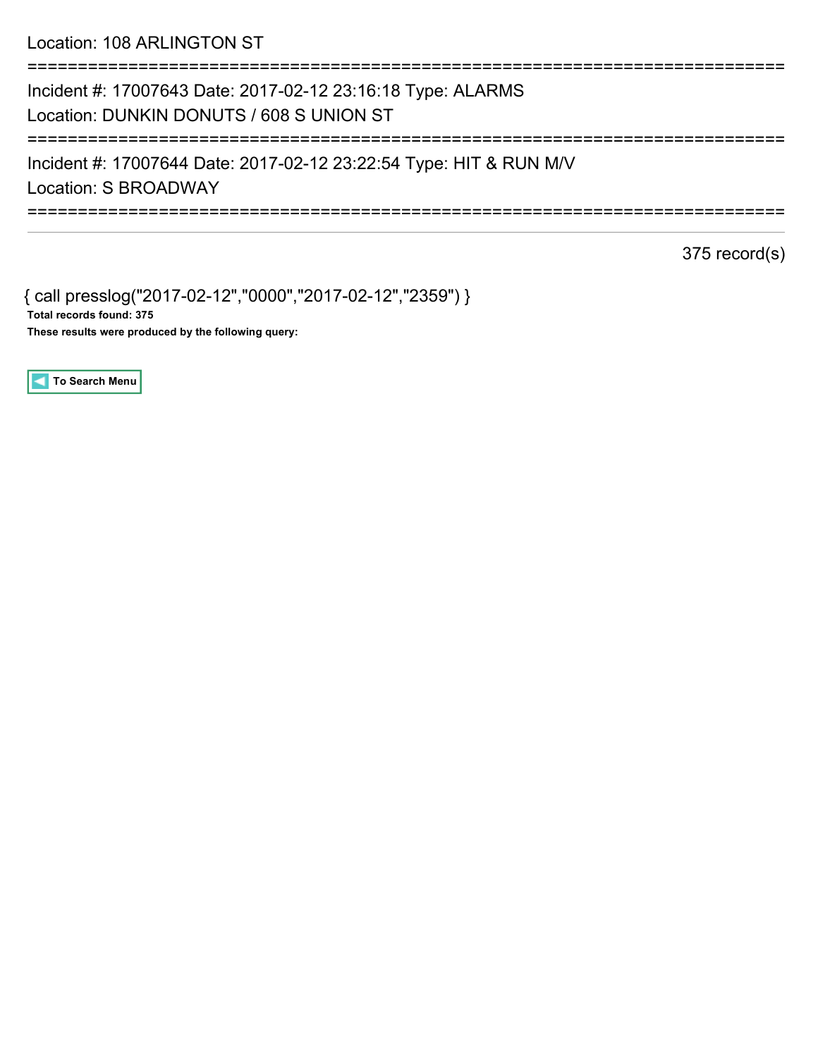Location: 108 ARLINGTON ST

===========================================================================

Incident #: 17007643 Date: 2017-02-12 23:16:18 Type: ALARMS

Location: DUNKIN DONUTS / 608 S UNION ST

===========================================================================

Incident #: 17007644 Date: 2017-02-12 23:22:54 Type: HIT & RUN M/V

Location: S BROADWAY

===========================================================================

---

375 record(s)

{ call presslog("2017-02-12","0000","2017-02-12","2359") }

**Total records found: 375**

**These results were produced by the following query:**

**To Search Menu**